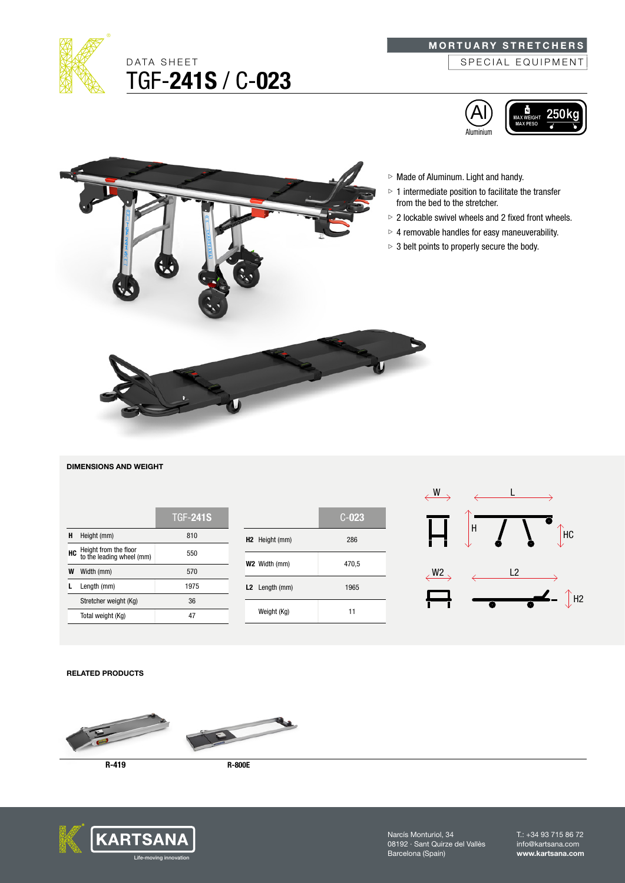DATA SHEET

# TGF-**241S** / C-**023**

**MORTUARY STRETCHERS**

SPECIAL EQUIPMENT

Al Aluminium

MAX WEIGHT MAX PESO 250kg

- Made of Aluminum. Light and handy.
- 1 intermediate position to facilitate the transfer from the bed to the stretcher.
- 2 lockable swivel wheels and 2 fixed front wheels.
- 4 removable handles for easy maneuverability.
- 3 belt points to properly secure the body.

## DIMENSIONS AND WEIGHT

| | | TGF-**241S** |
|---|---|---|
| **H** | Height (mm) | 810 |
| **HC** | Height from the floor to the leading wheel (mm) | 550 |
| **W** | Width (mm) | 570 |
| **L** | Length (mm) | 1975 |
| | Stretcher weight (Kg) | 36 |
| | Total weight (Kg) | 47 |

| | | C-**023** |
|---|---|---|
| **H2** | Height (mm) | 286 |
| **W2** | Width (mm) | 470,5 |
| **L2** | Length (mm) | 1965 |
| | Weight (Kg) | 11 |

## RELATED PRODUCTS

**R-419**

**R-800E**

KARTSANA Life-moving innovation

Narcís Monturiol, 34
08192 · Sant Quirze del Vallès
Barcelona (Spain)

T.: +34 93 715 86 72
info@kartsana.com
**www.kartsana.com**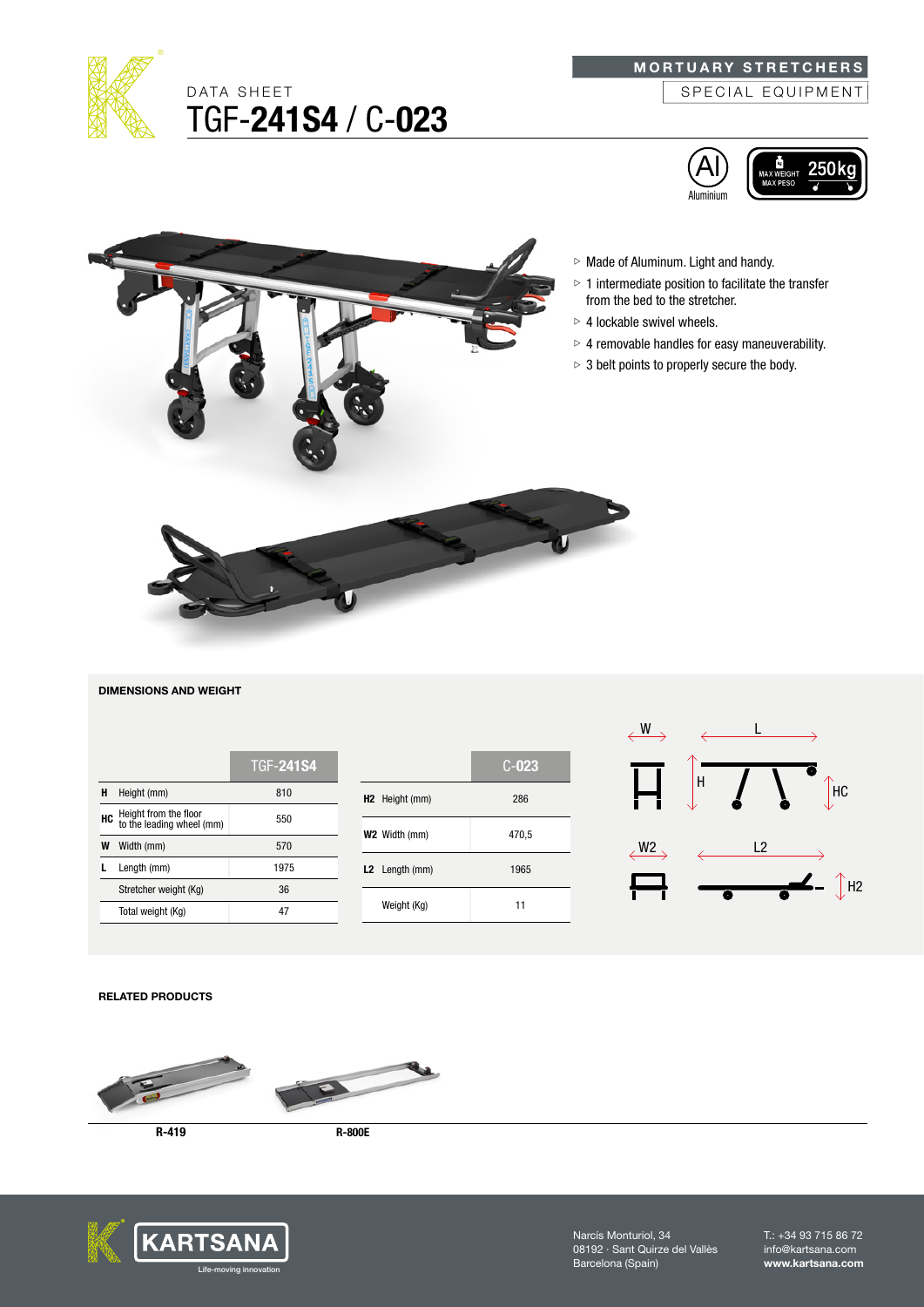MORTUARY STRETCHERS

SPECIAL EQUIPMENT

DATA SHEET

# TGF-**241S4** / C-**023**

Al Aluminium

MAX WEIGHT MAX PESO 250kg

- Made of Aluminum. Light and handy.
- 1 intermediate position to facilitate the transfer from the bed to the stretcher.
- 4 lockable swivel wheels.
- 4 removable handles for easy maneuverability.
- 3 belt points to properly secure the body.

## DIMENSIONS AND WEIGHT

| | | TGF-**241S4** |
|---|---|---|
| H | Height (mm) | 810 |
| HC | Height from the floor to the leading wheel (mm) | 550 |
| W | Width (mm) | 570 |
| L | Length (mm) | 1975 |
| | Stretcher weight (Kg) | 36 |
| | Total weight (Kg) | 47 |

| | | C-**023** |
|---|---|---|
| H2 | Height (mm) | 286 |
| W2 | Width (mm) | 470,5 |
| L2 | Length (mm) | 1965 |
| | Weight (Kg) | 11 |

W L H HC

W2 L2 H2

## RELATED PRODUCTS

**R-419**

**R-800E**

KARTSANA Life-moving innovation

Narcís Monturiol, 34
08192 · Sant Quirze del Vallès
Barcelona (Spain)

T.: +34 93 715 86 72
info@kartsana.com
**www.kartsana.com**